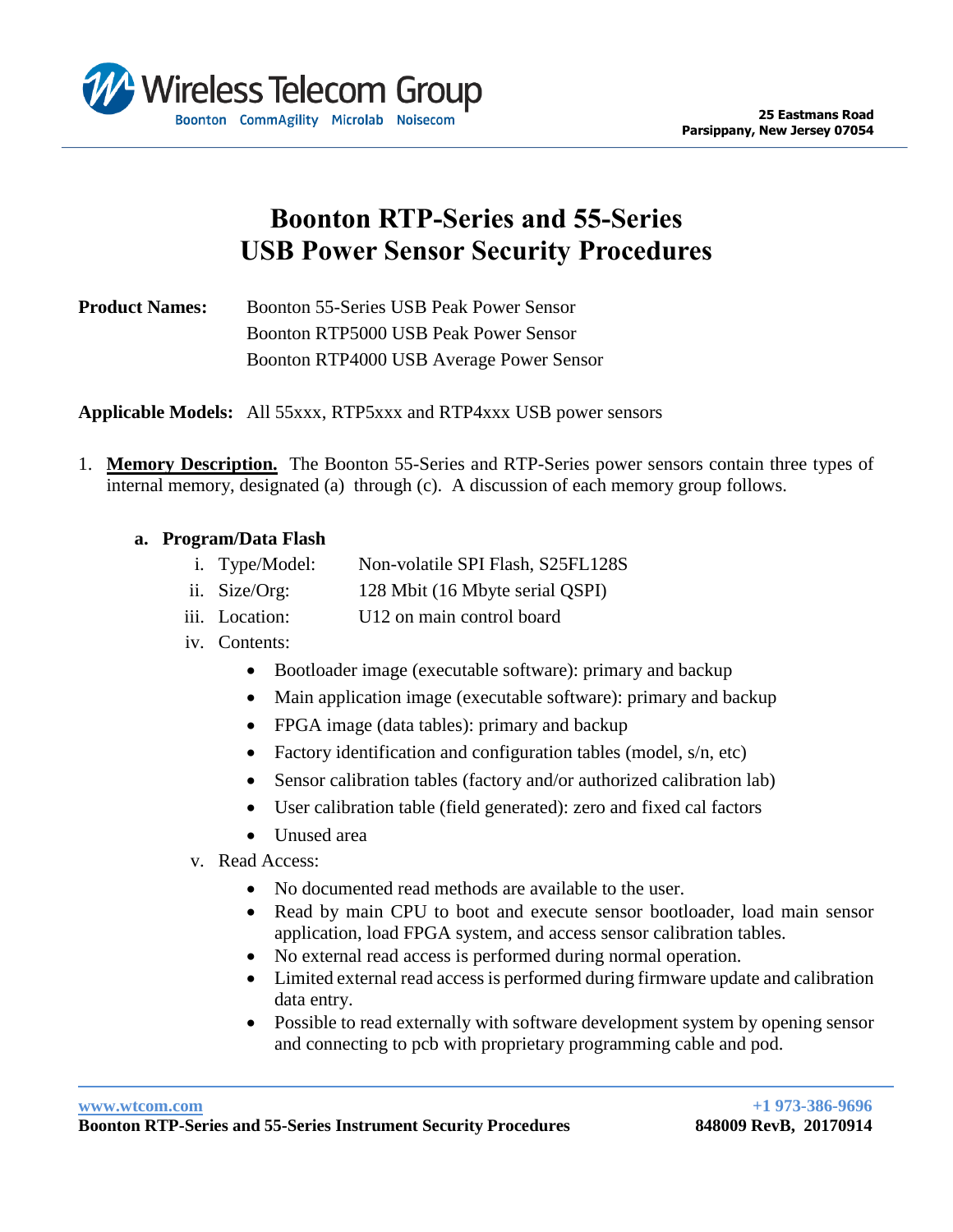# Boonton RTP-Series and 55-Series USB Power Sensor Security Procedures

**Product Names:** Boonton 55-Series USB Peak Power Sensor
Boonton RTP5000 USB Peak Power Sensor
Boonton RTP4000 USB Average Power Sensor

**Applicable Models:** All 55xxx, RTP5xxx and RTP4xxx USB power sensors

1. **Memory Description.** The Boonton 55-Series and RTP-Series power sensors contain three types of internal memory, designated (a) through (c). A discussion of each memory group follows.

   **a. Program/Data Flash**

   i. Type/Model: Non-volatile SPI Flash, S25FL128S

   ii. Size/Org: 128 Mbit (16 Mbyte serial QSPI)

   iii. Location: U12 on main control board

   iv. Contents:

   - Bootloader image (executable software): primary and backup
   - Main application image (executable software): primary and backup
   - FPGA image (data tables): primary and backup
   - Factory identification and configuration tables (model, s/n, etc)
   - Sensor calibration tables (factory and/or authorized calibration lab)
   - User calibration table (field generated): zero and fixed cal factors
   - Unused area

   v. Read Access:

   - No documented read methods are available to the user.
   - Read by main CPU to boot and execute sensor bootloader, load main sensor application, load FPGA system, and access sensor calibration tables.
   - No external read access is performed during normal operation.
   - Limited external read access is performed during firmware update and calibration data entry.
   - Possible to read externally with software development system by opening sensor and connecting to pcb with proprietary programming cable and pod.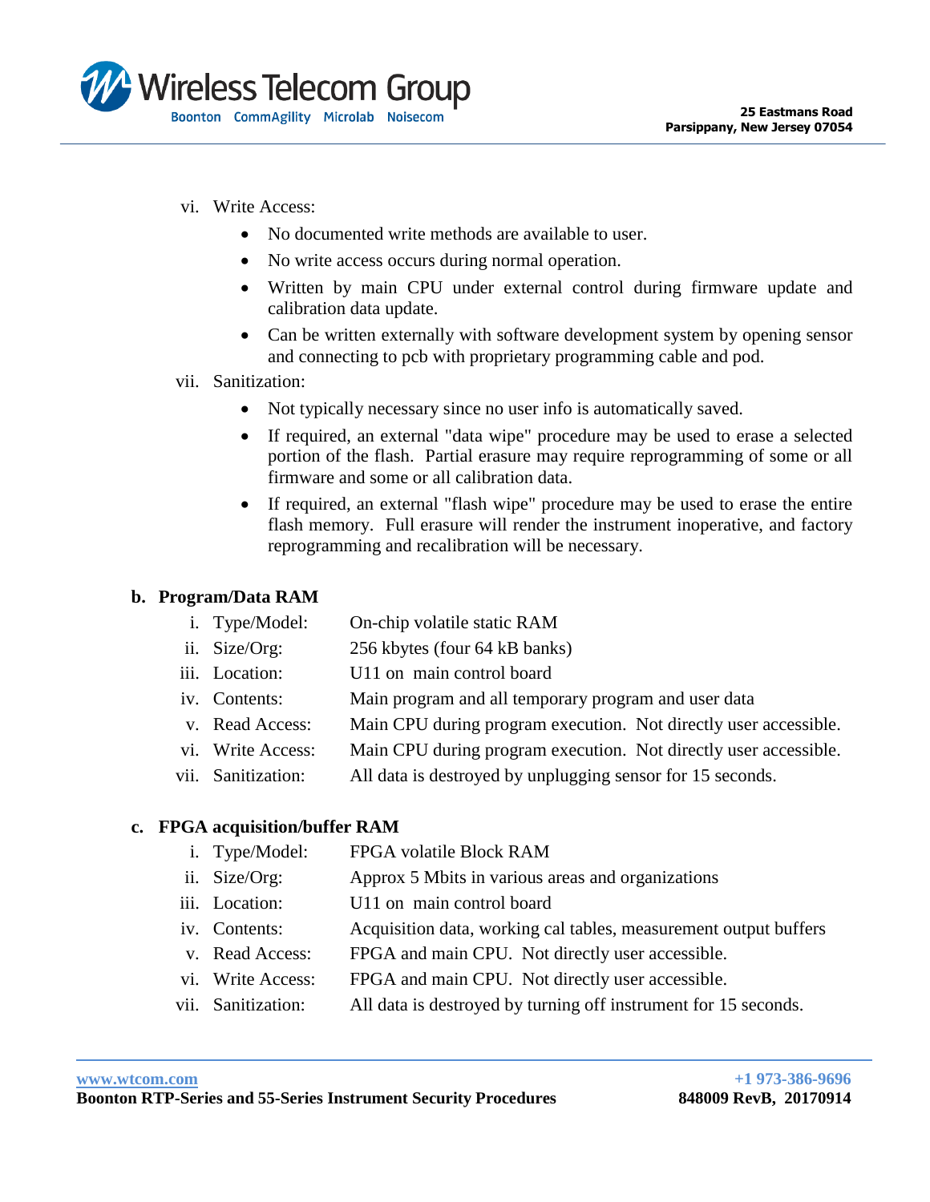vi. Write Access:

- No documented write methods are available to user.
- No write access occurs during normal operation.
- Written by main CPU under external control during firmware update and calibration data update.
- Can be written externally with software development system by opening sensor and connecting to pcb with proprietary programming cable and pod.

vii. Sanitization:

- Not typically necessary since no user info is automatically saved.
- If required, an external "data wipe" procedure may be used to erase a selected portion of the flash. Partial erasure may require reprogramming of some or all firmware and some or all calibration data.
- If required, an external "flash wipe" procedure may be used to erase the entire flash memory. Full erasure will render the instrument inoperative, and factory reprogramming and recalibration will be necessary.

**b. Program/Data RAM**

i. Type/Model: On-chip volatile static RAM

ii. Size/Org: 256 kbytes (four 64 kB banks)

iii. Location: U11 on main control board

iv. Contents: Main program and all temporary program and user data

v. Read Access: Main CPU during program execution. Not directly user accessible.

vi. Write Access: Main CPU during program execution. Not directly user accessible.

vii. Sanitization: All data is destroyed by unplugging sensor for 15 seconds.

**c. FPGA acquisition/buffer RAM**

i. Type/Model: FPGA volatile Block RAM

ii. Size/Org: Approx 5 Mbits in various areas and organizations

iii. Location: U11 on main control board

iv. Contents: Acquisition data, working cal tables, measurement output buffers

v. Read Access: FPGA and main CPU. Not directly user accessible.

vi. Write Access: FPGA and main CPU. Not directly user accessible.

vii. Sanitization: All data is destroyed by turning off instrument for 15 seconds.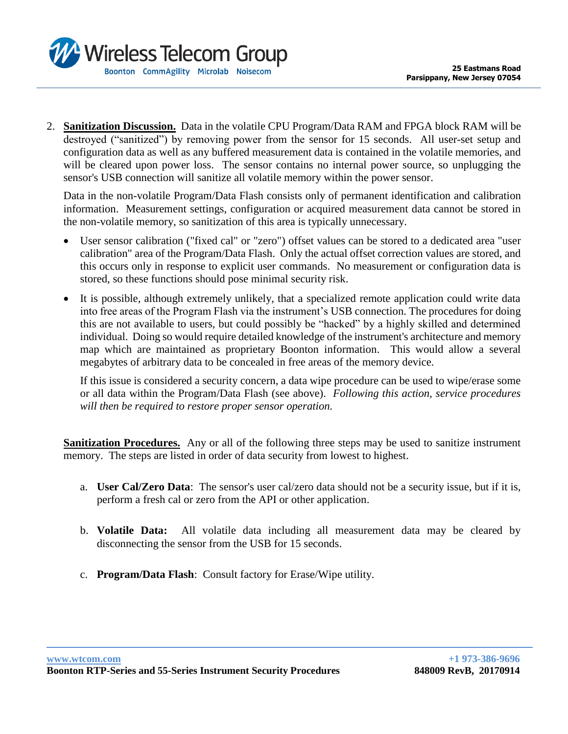2. **Sanitization Discussion.** Data in the volatile CPU Program/Data RAM and FPGA block RAM will be destroyed ("sanitized") by removing power from the sensor for 15 seconds. All user-set setup and configuration data as well as any buffered measurement data is contained in the volatile memories, and will be cleared upon power loss. The sensor contains no internal power source, so unplugging the sensor's USB connection will sanitize all volatile memory within the power sensor.

   Data in the non-volatile Program/Data Flash consists only of permanent identification and calibration information. Measurement settings, configuration or acquired measurement data cannot be stored in the non-volatile memory, so sanitization of this area is typically unnecessary.

   - User sensor calibration ("fixed cal" or "zero") offset values can be stored to a dedicated area "user calibration" area of the Program/Data Flash. Only the actual offset correction values are stored, and this occurs only in response to explicit user commands. No measurement or configuration data is stored, so these functions should pose minimal security risk.

   - It is possible, although extremely unlikely, that a specialized remote application could write data into free areas of the Program Flash via the instrument's USB connection. The procedures for doing this are not available to users, but could possibly be "hacked" by a highly skilled and determined individual. Doing so would require detailed knowledge of the instrument's architecture and memory map which are maintained as proprietary Boonton information. This would allow a several megabytes of arbitrary data to be concealed in free areas of the memory device.

     If this issue is considered a security concern, a data wipe procedure can be used to wipe/erase some or all data within the Program/Data Flash (see above). *Following this action, service procedures will then be required to restore proper sensor operation.*

   **Sanitization Procedures.** Any or all of the following three steps may be used to sanitize instrument memory. The steps are listed in order of data security from lowest to highest.

   a. **User Cal/Zero Data**: The sensor's user cal/zero data should not be a security issue, but if it is, perform a fresh cal or zero from the API or other application.

   b. **Volatile Data:** All volatile data including all measurement data may be cleared by disconnecting the sensor from the USB for 15 seconds.

   c. **Program/Data Flash**: Consult factory for Erase/Wipe utility.